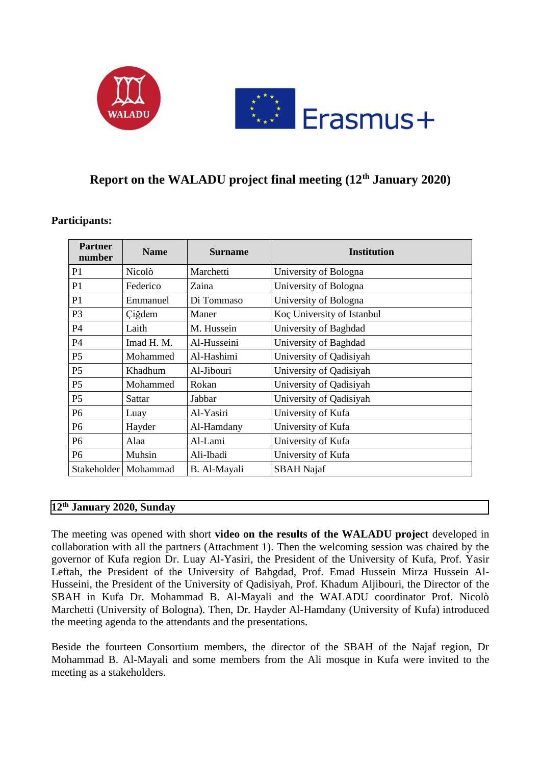# Report on the WALADU project final meeting (12th January 2020)

**Participants:**

| Partner number | Name | Surname | Institution |
|---|---|---|---|
| P1 | Nicolò | Marchetti | University of Bologna |
| P1 | Federico | Zaina | University of Bologna |
| P1 | Emmanuel | Di Tommaso | University of Bologna |
| P3 | Çiğdem | Maner | Koç University of Istanbul |
| P4 | Laith | M. Hussein | University of Baghdad |
| P4 | Imad H. M. | Al-Husseini | University of Baghdad |
| P5 | Mohammed | Al-Hashimi | University of Qadisiyah |
| P5 | Khadhum | Al-Jibouri | University of Qadisiyah |
| P5 | Mohammed | Rokan | University of Qadisiyah |
| P5 | Sattar | Jabbar | University of Qadisiyah |
| P6 | Luay | Al-Yasiri | University of Kufa |
| P6 | Hayder | Al-Hamdany | University of Kufa |
| P6 | Alaa | Al-Lami | University of Kufa |
| P6 | Muhsin | Ali-Ibadi | University of Kufa |
| Stakeholder | Mohammad | B. Al-Mayali | SBAH Najaf |

**12th January 2020, Sunday**

The meeting was opened with short **video on the results of the WALADU project** developed in collaboration with all the partners (Attachment 1). Then the welcoming session was chaired by the governor of Kufa region Dr. Luay Al-Yasiri, the President of the University of Kufa, Prof. Yasir Leftah, the President of the University of Bahgdad, Prof. Emad Hussein Mirza Hussein Al-Husseini, the President of the University of Qadisiyah, Prof. Khadum Aljibouri, the Director of the SBAH in Kufa Dr. Mohammad B. Al-Mayali and the WALADU coordinator Prof. Nicolò Marchetti (University of Bologna). Then, Dr. Hayder Al-Hamdany (University of Kufa) introduced the meeting agenda to the attendants and the presentations.

Beside the fourteen Consortium members, the director of the SBAH of the Najaf region, Dr Mohammad B. Al-Mayali and some members from the Ali mosque in Kufa were invited to the meeting as a stakeholders.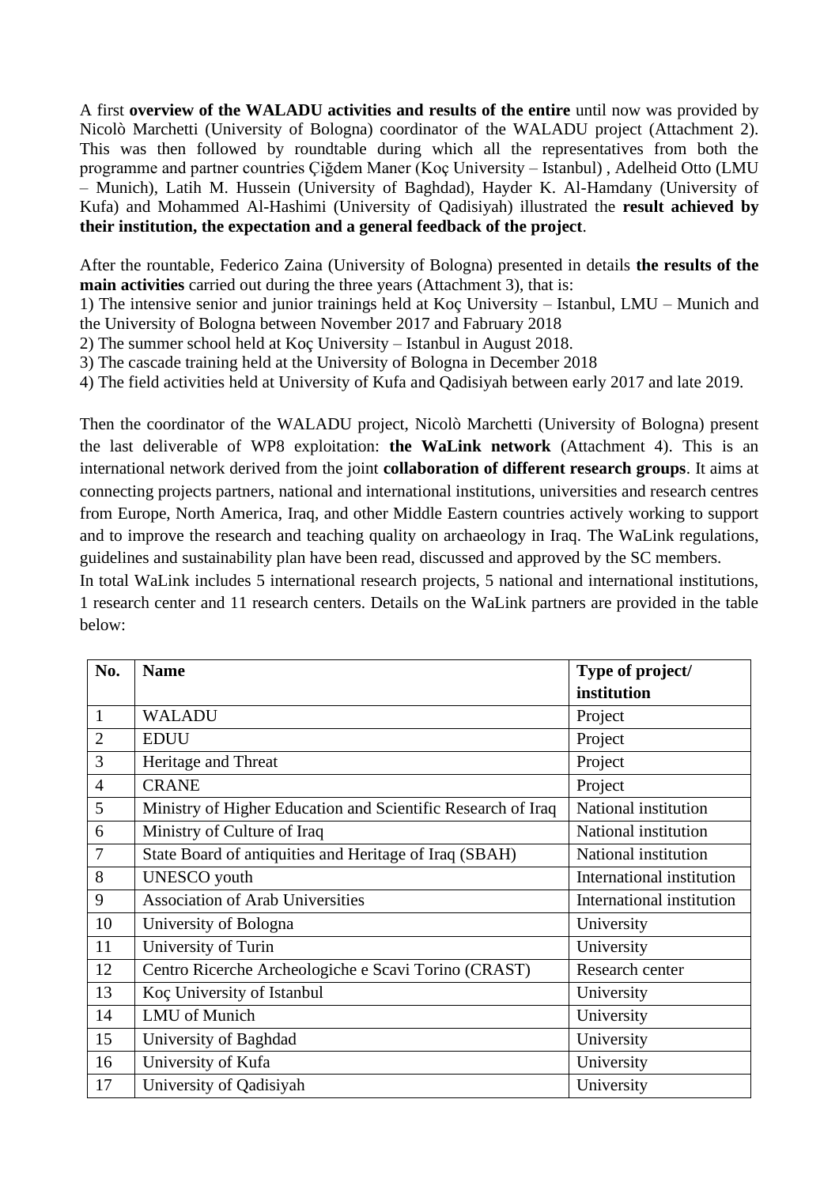A first **overview of the WALADU activities and results of the entire** until now was provided by Nicolò Marchetti (University of Bologna) coordinator of the WALADU project (Attachment 2). This was then followed by roundtable during which all the representatives from both the programme and partner countries Çiğdem Maner (Koç University – Istanbul) , Adelheid Otto (LMU – Munich), Latih M. Hussein (University of Baghdad), Hayder K. Al-Hamdany (University of Kufa) and Mohammed Al-Hashimi (University of Qadisiyah) illustrated the **result achieved by their institution, the expectation and a general feedback of the project**.

After the rountable, Federico Zaina (University of Bologna) presented in details **the results of the main activities** carried out during the three years (Attachment 3), that is:
1) The intensive senior and junior trainings held at Koç University – Istanbul, LMU – Munich and the University of Bologna between November 2017 and Fabruary 2018
2) The summer school held at Koç University – Istanbul in August 2018.
3) The cascade training held at the University of Bologna in December 2018
4) The field activities held at University of Kufa and Qadisiyah between early 2017 and late 2019.

Then the coordinator of the WALADU project, Nicolò Marchetti (University of Bologna) present the last deliverable of WP8 exploitation: **the WaLink network** (Attachment 4). This is an international network derived from the joint **collaboration of different research groups**. It aims at connecting projects partners, national and international institutions, universities and research centres from Europe, North America, Iraq, and other Middle Eastern countries actively working to support and to improve the research and teaching quality on archaeology in Iraq. The WaLink regulations, guidelines and sustainability plan have been read, discussed and approved by the SC members.
In total WaLink includes 5 international research projects, 5 national and international institutions, 1 research center and 11 research centers. Details on the WaLink partners are provided in the table below:

| No. | Name | Type of project/ institution |
|---|---|---|
| 1 | WALADU | Project |
| 2 | EDUU | Project |
| 3 | Heritage and Threat | Project |
| 4 | CRANE | Project |
| 5 | Ministry of Higher Education and Scientific Research of Iraq | National institution |
| 6 | Ministry of Culture of Iraq | National institution |
| 7 | State Board of antiquities and Heritage of Iraq (SBAH) | National institution |
| 8 | UNESCO youth | International institution |
| 9 | Association of Arab Universities | International institution |
| 10 | University of Bologna | University |
| 11 | University of Turin | University |
| 12 | Centro Ricerche Archeologiche e Scavi Torino (CRAST) | Research center |
| 13 | Koç University of Istanbul | University |
| 14 | LMU of Munich | University |
| 15 | University of Baghdad | University |
| 16 | University of Kufa | University |
| 17 | University of Qadisiyah | University |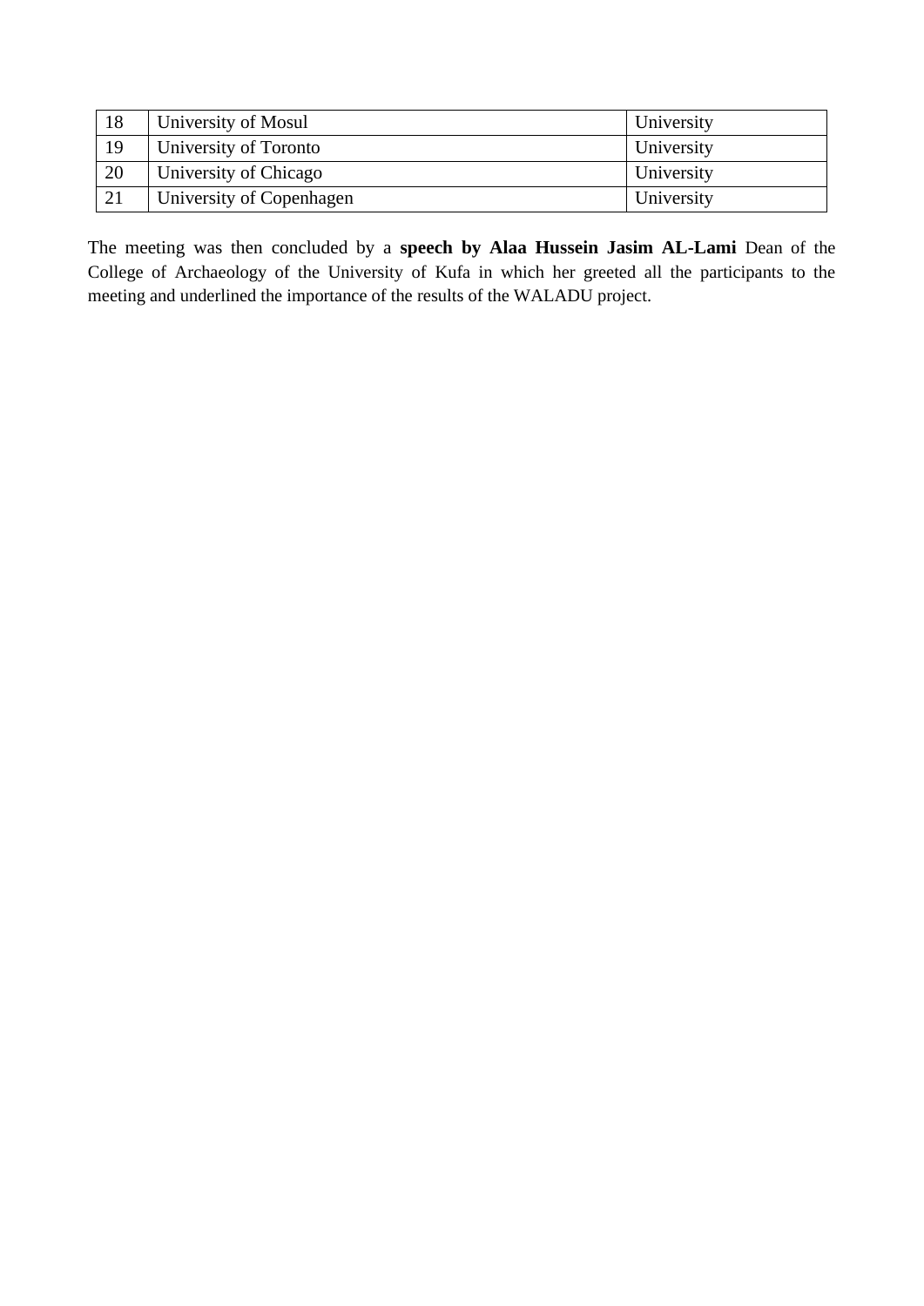| | | |
|---|---|---|
| 18 | University of Mosul | University |
| 19 | University of Toronto | University |
| 20 | University of Chicago | University |
| 21 | University of Copenhagen | University |

The meeting was then concluded by a **speech by Alaa Hussein Jasim AL-Lami** Dean of the College of Archaeology of the University of Kufa in which her greeted all the participants to the meeting and underlined the importance of the results of the WALADU project.